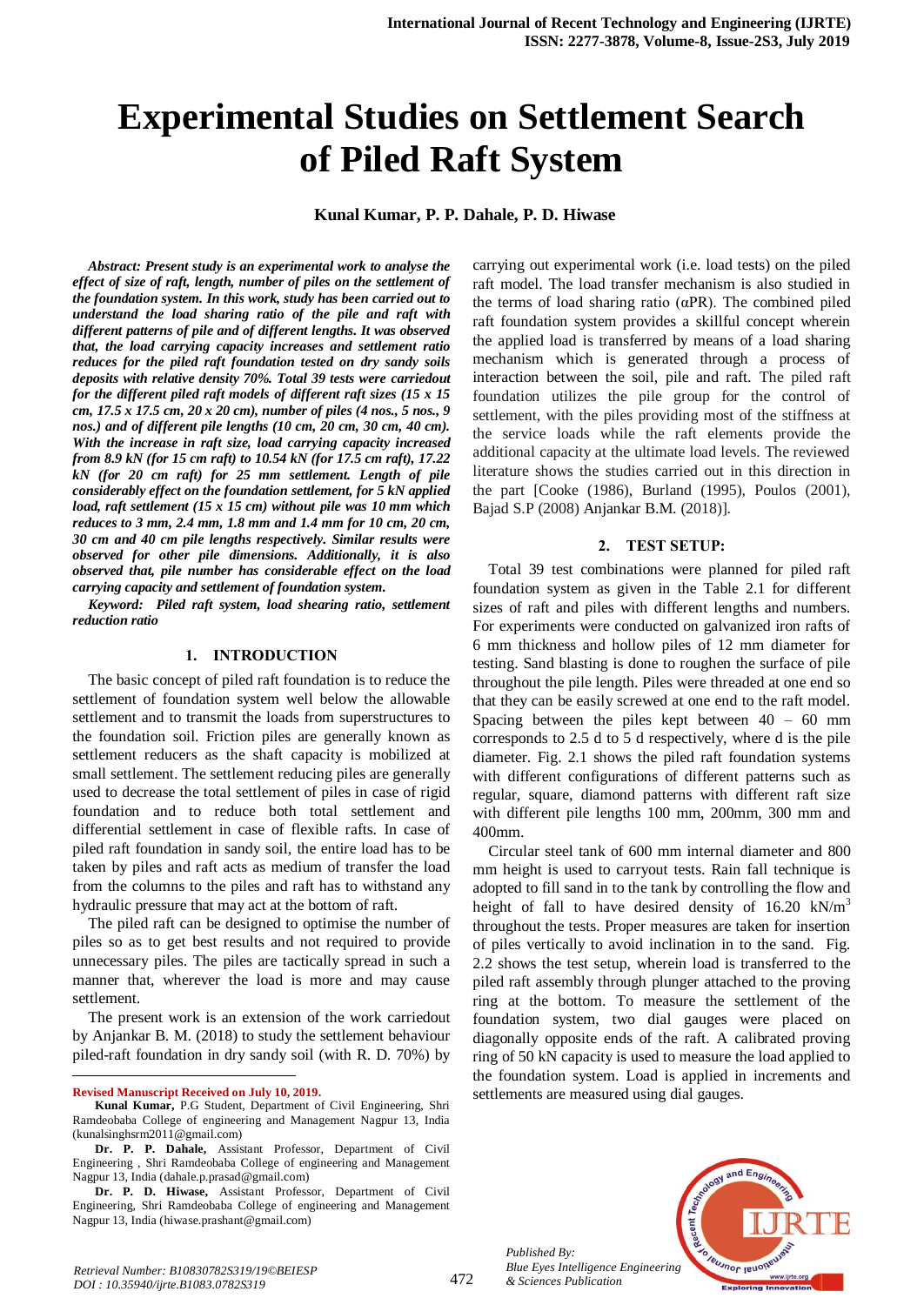# Experimental Studies on Settlement Search of Piled Raft System

**Kunal Kumar, P. P. Dahale, P. D. Hiwase**

***Abstract: Present study is an experimental work to analyse the effect of size of raft, length, number of piles on the settlement of the foundation system. In this work, study has been carried out to understand the load sharing ratio of the pile and raft with different patterns of pile and of different lengths. It was observed that, the load carrying capacity increases and settlement ratio reduces for the piled raft foundation tested on dry sandy soils deposits with relative density 70%. Total 39 tests were carriedout for the different piled raft models of different raft sizes (15 x 15 cm, 17.5 x 17.5 cm, 20 x 20 cm), number of piles (4 nos., 5 nos., 9 nos.) and of different pile lengths (10 cm, 20 cm, 30 cm, 40 cm). With the increase in raft size, load carrying capacity increased from 8.9 kN (for 15 cm raft) to 10.54 kN (for 17.5 cm raft), 17.22 kN (for 20 cm raft) for 25 mm settlement. Length of pile considerably effect on the foundation settlement, for 5 kN applied load, raft settlement (15 x 15 cm) without pile was 10 mm which reduces to 3 mm, 2.4 mm, 1.8 mm and 1.4 mm for 10 cm, 20 cm, 30 cm and 40 cm pile lengths respectively. Similar results were observed for other pile dimensions. Additionally, it is also observed that, pile number has considerable effect on the load carrying capacity and settlement of foundation system.***

***Keyword: Piled raft system, load shearing ratio, settlement reduction ratio***

## 1. INTRODUCTION

The basic concept of piled raft foundation is to reduce the settlement of foundation system well below the allowable settlement and to transmit the loads from superstructures to the foundation soil. Friction piles are generally known as settlement reducers as the shaft capacity is mobilized at small settlement. The settlement reducing piles are generally used to decrease the total settlement of piles in case of rigid foundation and to reduce both total settlement and differential settlement in case of flexible rafts. In case of piled raft foundation in sandy soil, the entire load has to be taken by piles and raft acts as medium of transfer the load from the columns to the piles and raft has to withstand any hydraulic pressure that may act at the bottom of raft.

The piled raft can be designed to optimise the number of piles so as to get best results and not required to provide unnecessary piles. The piles are tactically spread in such a manner that, wherever the load is more and may cause settlement.

The present work is an extension of the work carriedout by Anjankar B. M. (2018) to study the settlement behaviour piled-raft foundation in dry sandy soil (with R. D. 70%) by carrying out experimental work (i.e. load tests) on the piled raft model. The load transfer mechanism is also studied in the terms of load sharing ratio ($\alpha PR$). The combined piled raft foundation system provides a skillful concept wherein the applied load is transferred by means of a load sharing mechanism which is generated through a process of interaction between the soil, pile and raft. The piled raft foundation utilizes the pile group for the control of settlement, with the piles providing most of the stiffness at the service loads while the raft elements provide the additional capacity at the ultimate load levels. The reviewed literature shows the studies carried out in this direction in the part [Cooke (1986), Burland (1995), Poulos (2001), Bajad S.P (2008) Anjankar B.M. (2018)].

## 2. TEST SETUP:

Total 39 test combinations were planned for piled raft foundation system as given in the Table 2.1 for different sizes of raft and piles with different lengths and numbers. For experiments were conducted on galvanized iron rafts of 6 mm thickness and hollow piles of 12 mm diameter for testing. Sand blasting is done to roughen the surface of pile throughout the pile length. Piles were threaded at one end so that they can be easily screwed at one end to the raft model. Spacing between the piles kept between 40 – 60 mm corresponds to 2.5 d to 5 d respectively, where d is the pile diameter. Fig. 2.1 shows the piled raft foundation systems with different configurations of different patterns such as regular, square, diamond patterns with different raft size with different pile lengths 100 mm, 200mm, 300 mm and 400mm.

Circular steel tank of 600 mm internal diameter and 800 mm height is used to carryout tests. Rain fall technique is adopted to fill sand in to the tank by controlling the flow and height of fall to have desired density of 16.20 $kN/m^3$ throughout the tests. Proper measures are taken for insertion of piles vertically to avoid inclination in to the sand. Fig. 2.2 shows the test setup, wherein load is transferred to the piled raft assembly through plunger attached to the proving ring at the bottom. To measure the settlement of the foundation system, two dial gauges were placed on diagonally opposite ends of the raft. A calibrated proving ring of 50 kN capacity is used to measure the load applied to the foundation system. Load is applied in increments and settlements are measured using dial gauges.

---

**Revised Manuscript Received on July 10, 2019.**

**Kunal Kumar,** P.G Student, Department of Civil Engineering, Shri Ramdeobaba College of engineering and Management Nagpur 13, India (kunalsinghsrm2011@gmail.com)

**Dr. P. P. Dahale,** Assistant Professor, Department of Civil Engineering , Shri Ramdeobaba College of engineering and Management Nagpur 13, India (dahale.p.prasad@gmail.com)

**Dr. P. D. Hiwase,** Assistant Professor, Department of Civil Engineering, Shri Ramdeobaba College of engineering and Management Nagpur 13, India (hiwase.prashant@gmail.com)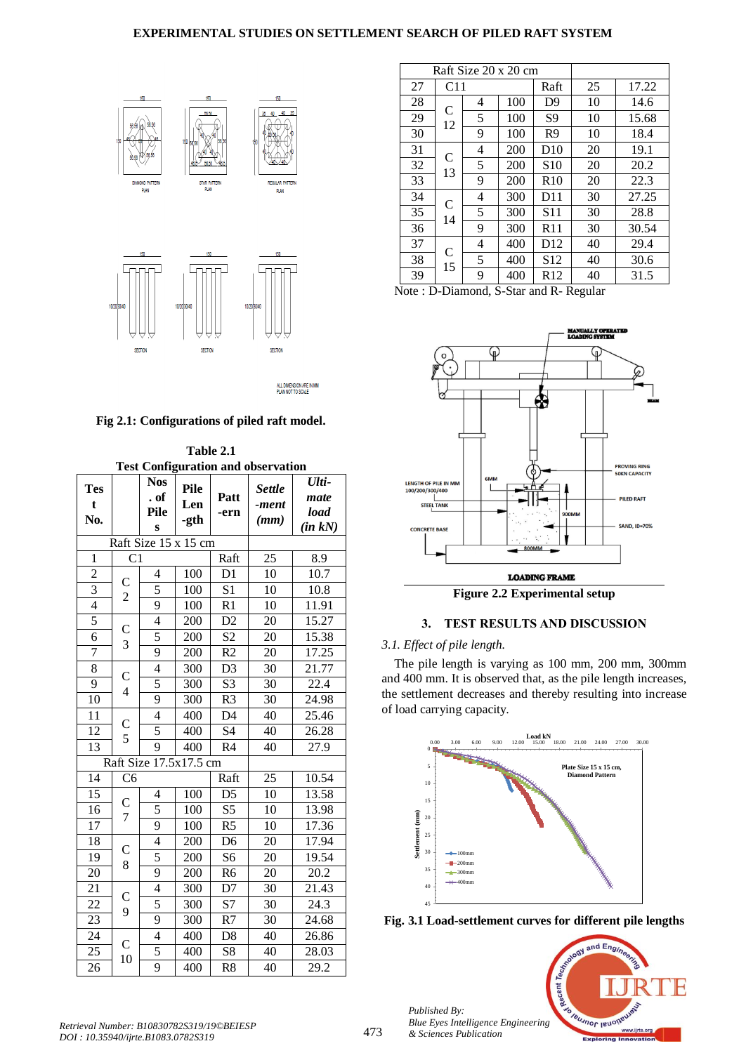Fig 2.1: Configurations of piled raft model.

**Table 2.1**
**Test Configuration and observation**

| Test No. | | Nos. of Piles | Pile Len-gth | Patt-ern | *Settle-ment (mm)* | *Ulti-mate load (in kN)* |
|---|---|---|---|---|---|---|
| Raft Size 15 x 15 cm | | | | | | |
| 1 | C1 | | | Raft | 25 | 8.9 |
| 2 | C 2 | 4 | 100 | D1 | 10 | 10.7 |
| 3 | | 5 | 100 | S1 | 10 | 10.8 |
| 4 | | 9 | 100 | R1 | 10 | 11.91 |
| 5 | C 3 | 4 | 200 | D2 | 20 | 15.27 |
| 6 | | 5 | 200 | S2 | 20 | 15.38 |
| 7 | | 9 | 200 | R2 | 20 | 17.25 |
| 8 | C 4 | 4 | 300 | D3 | 30 | 21.77 |
| 9 | | 5 | 300 | S3 | 30 | 22.4 |
| 10 | | 9 | 300 | R3 | 30 | 24.98 |
| 11 | C 5 | 4 | 400 | D4 | 40 | 25.46 |
| 12 | | 5 | 400 | S4 | 40 | 26.28 |
| 13 | | 9 | 400 | R4 | 40 | 27.9 |
| Raft Size 17.5x17.5 cm | | | | | | |
| 14 | C6 | | | Raft | 25 | 10.54 |
| 15 | C 7 | 4 | 100 | D5 | 10 | 13.58 |
| 16 | | 5 | 100 | S5 | 10 | 13.98 |
| 17 | | 9 | 100 | R5 | 10 | 17.36 |
| 18 | C 8 | 4 | 200 | D6 | 20 | 17.94 |
| 19 | | 5 | 200 | S6 | 20 | 19.54 |
| 20 | | 9 | 200 | R6 | 20 | 20.2 |
| 21 | C 9 | 4 | 300 | D7 | 30 | 21.43 |
| 22 | | 5 | 300 | S7 | 30 | 24.3 |
| 23 | | 9 | 300 | R7 | 30 | 24.68 |
| 24 | C 10 | 4 | 400 | D8 | 40 | 26.86 |
| 25 | | 5 | 400 | S8 | 40 | 28.03 |
| 26 | | 9 | 400 | R8 | 40 | 29.2 |
| Raft Size 20 x 20 cm | | | | | | |
| 27 | C11 | | | Raft | 25 | 17.22 |
| 28 | C 12 | 4 | 100 | D9 | 10 | 14.6 |
| 29 | | 5 | 100 | S9 | 10 | 15.68 |
| 30 | | 9 | 100 | R9 | 10 | 18.4 |
| 31 | C 13 | 4 | 200 | D10 | 20 | 19.1 |
| 32 | | 5 | 200 | S10 | 20 | 20.2 |
| 33 | | 9 | 200 | R10 | 20 | 22.3 |
| 34 | C 14 | 4 | 300 | D11 | 30 | 27.25 |
| 35 | | 5 | 300 | S11 | 30 | 28.8 |
| 36 | | 9 | 300 | R11 | 30 | 30.54 |
| 37 | C 15 | 4 | 400 | D12 | 40 | 29.4 |
| 38 | | 5 | 400 | S12 | 40 | 30.6 |
| 39 | | 9 | 400 | R12 | 40 | 31.5 |

Note : D-Diamond, S-Star and R- Regular

**Figure 2.2 Experimental setup**

## 3. TEST RESULTS AND DISCUSSION

### *3.1. Effect of pile length.*

The pile length is varying as 100 mm, 200 mm, 300mm and 400 mm. It is observed that, as the pile length increases, the settlement decreases and thereby resulting into increase of load carrying capacity.

**Fig. 3.1 Load-settlement curves for different pile lengths**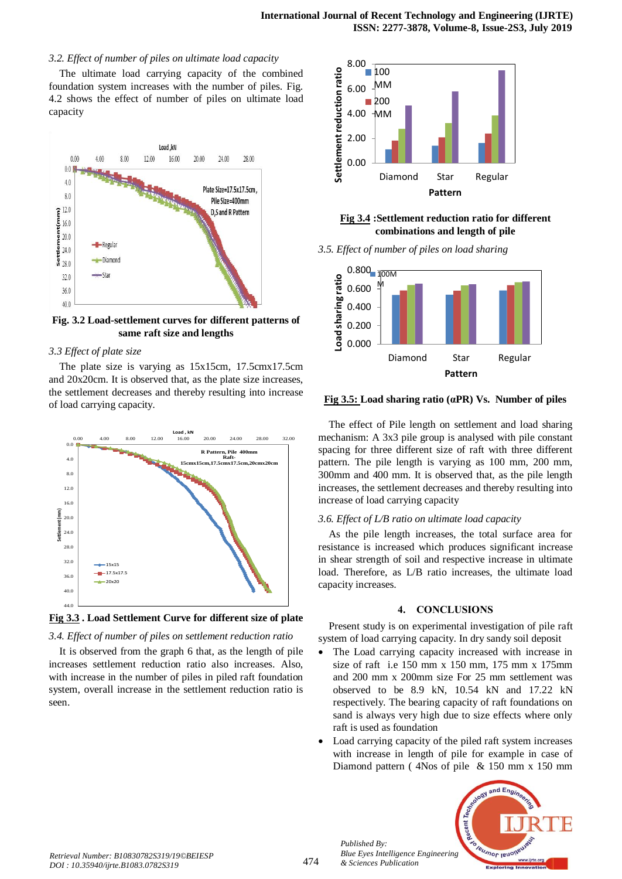*3.2. Effect of number of piles on ultimate load capacity*

The ultimate load carrying capacity of the combined foundation system increases with the number of piles. Fig. 4.2 shows the effect of number of piles on ultimate load capacity

**Fig. 3.2 Load-settlement curves for different patterns of same raft size and lengths**

*3.3 Effect of plate size*

The plate size is varying as 15x15cm, 17.5cmx17.5cm and 20x20cm. It is observed that, as the plate size increases, the settlement decreases and thereby resulting into increase of load carrying capacity.

**Fig 3.3 . Load Settlement Curve for different size of plate**

*3.4. Effect of number of piles on settlement reduction ratio*

It is observed from the graph 6 that, as the length of pile increases settlement reduction ratio also increases. Also, with increase in the number of piles in piled raft foundation system, overall increase in the settlement reduction ratio is seen.

**Fig 3.4 :Settlement reduction ratio for different combinations and length of pile**

*3.5. Effect of number of piles on load sharing*

**Fig 3.5: Load sharing ratio (αPR) Vs. Number of piles**

The effect of Pile length on settlement and load sharing mechanism: A 3x3 pile group is analysed with pile constant spacing for three different size of raft with three different pattern. The pile length is varying as 100 mm, 200 mm, 300mm and 400 mm. It is observed that, as the pile length increases, the settlement decreases and thereby resulting into increase of load carrying capacity

*3.6. Effect of L/B ratio on ultimate load capacity*

As the pile length increases, the total surface area for resistance is increased which produces significant increase in shear strength of soil and respective increase in ultimate load. Therefore, as L/B ratio increases, the ultimate load capacity increases.

## 4. CONCLUSIONS

Present study is on experimental investigation of pile raft system of load carrying capacity. In dry sandy soil deposit

- The Load carrying capacity increased with increase in size of raft i.e 150 mm x 150 mm, 175 mm x 175mm and 200 mm x 200mm size For 25 mm settlement was observed to be 8.9 kN, 10.54 kN and 17.22 kN respectively. The bearing capacity of raft foundations on sand is always very high due to size effects where only raft is used as foundation
- Load carrying capacity of the piled raft system increases with increase in length of pile for example in case of Diamond pattern ( 4Nos of pile & 150 mm x 150 mm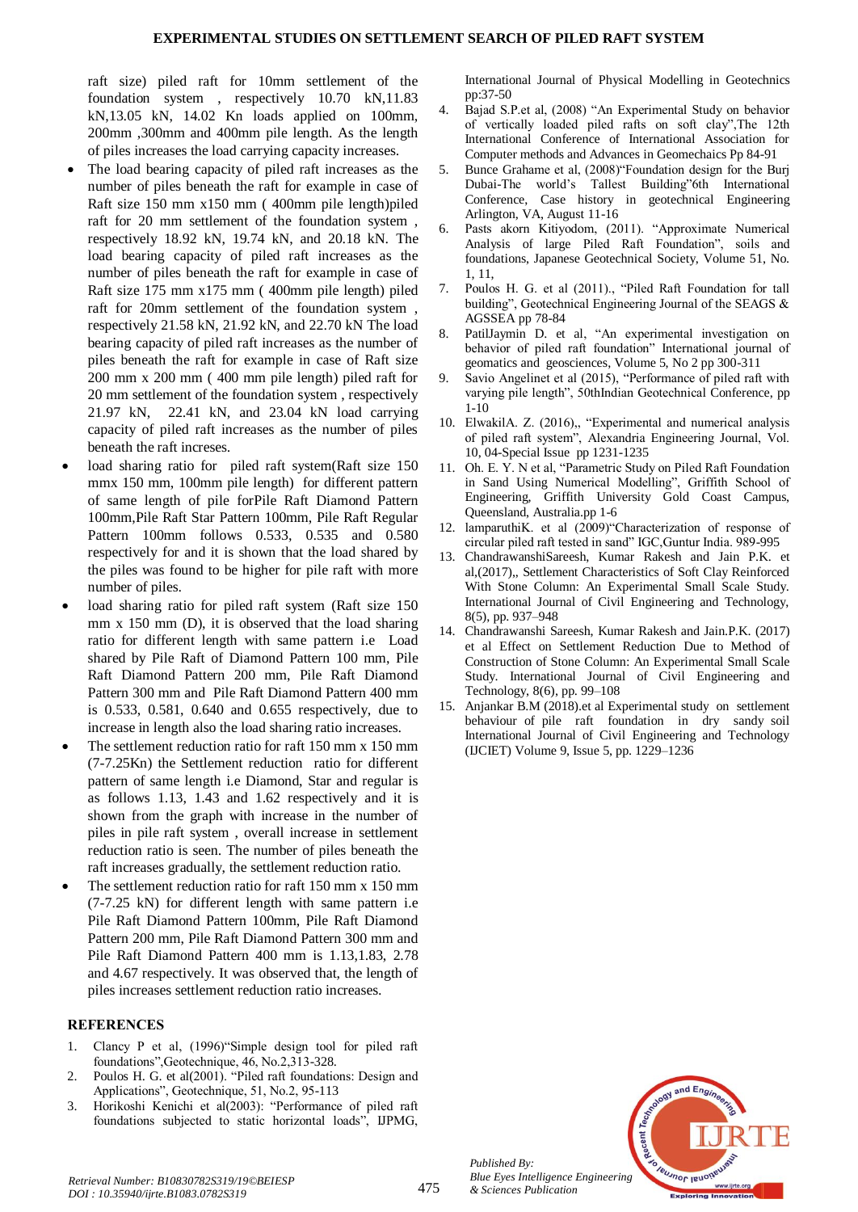raft size) piled raft for 10mm settlement of the foundation system , respectively 10.70 kN,11.83 kN,13.05 kN, 14.02 Kn loads applied on 100mm, 200mm ,300mm and 400mm pile length. As the length of piles increases the load carrying capacity increases.

- The load bearing capacity of piled raft increases as the number of piles beneath the raft for example in case of Raft size 150 mm x150 mm ( 400mm pile length)piled raft for 20 mm settlement of the foundation system , respectively 18.92 kN, 19.74 kN, and 20.18 kN. The load bearing capacity of piled raft increases as the number of piles beneath the raft for example in case of Raft size 175 mm x175 mm ( 400mm pile length) piled raft for 20mm settlement of the foundation system , respectively 21.58 kN, 21.92 kN, and 22.70 kN The load bearing capacity of piled raft increases as the number of piles beneath the raft for example in case of Raft size 200 mm x 200 mm ( 400 mm pile length) piled raft for 20 mm settlement of the foundation system , respectively 21.97 kN, 22.41 kN, and 23.04 kN load carrying capacity of piled raft increases as the number of piles beneath the raft increses.
- load sharing ratio for piled raft system(Raft size 150 mmx 150 mm, 100mm pile length) for different pattern of same length of pile forPile Raft Diamond Pattern 100mm,Pile Raft Star Pattern 100mm, Pile Raft Regular Pattern 100mm follows 0.533, 0.535 and 0.580 respectively for and it is shown that the load shared by the piles was found to be higher for pile raft with more number of piles.
- load sharing ratio for piled raft system (Raft size 150 mm x 150 mm (D), it is observed that the load sharing ratio for different length with same pattern i.e Load shared by Pile Raft of Diamond Pattern 100 mm, Pile Raft Diamond Pattern 200 mm, Pile Raft Diamond Pattern 300 mm and Pile Raft Diamond Pattern 400 mm is 0.533, 0.581, 0.640 and 0.655 respectively, due to increase in length also the load sharing ratio increases.
- The settlement reduction ratio for raft 150 mm x 150 mm (7-7.25Kn) the Settlement reduction ratio for different pattern of same length i.e Diamond, Star and regular is as follows 1.13, 1.43 and 1.62 respectively and it is shown from the graph with increase in the number of piles in pile raft system , overall increase in settlement reduction ratio is seen. The number of piles beneath the raft increases gradually, the settlement reduction ratio.
- The settlement reduction ratio for raft 150 mm x 150 mm (7-7.25 kN) for different length with same pattern i.e Pile Raft Diamond Pattern 100mm, Pile Raft Diamond Pattern 200 mm, Pile Raft Diamond Pattern 300 mm and Pile Raft Diamond Pattern 400 mm is 1.13,1.83, 2.78 and 4.67 respectively. It was observed that, the length of piles increases settlement reduction ratio increases.

## REFERENCES

1. Clancy P et al, (1996)"Simple design tool for piled raft foundations",Geotechnique, 46, No.2,313-328.
2. Poulos H. G. et al(2001). "Piled raft foundations: Design and Applications", Geotechnique, 51, No.2, 95-113
3. Horikoshi Kenichi et al(2003): "Performance of piled raft foundations subjected to static horizontal loads", IJPMG, International Journal of Physical Modelling in Geotechnics pp:37-50
4. Bajad S.P.et al, (2008) "An Experimental Study on behavior of vertically loaded piled rafts on soft clay",The 12th International Conference of International Association for Computer methods and Advances in Geomechaics Pp 84-91
5. Bunce Grahame et al, (2008)"Foundation design for the Burj Dubai-The world's Tallest Building"6th International Conference, Case history in geotechnical Engineering Arlington, VA, August 11-16
6. Pasts akorn Kitiyodom, (2011). "Approximate Numerical Analysis of large Piled Raft Foundation", soils and foundations, Japanese Geotechnical Society, Volume 51, No. 1, 11,
7. Poulos H. G. et al (2011)., "Piled Raft Foundation for tall building", Geotechnical Engineering Journal of the SEAGS & AGSSEA pp 78-84
8. PatilJaymin D. et al, "An experimental investigation on behavior of piled raft foundation" International journal of geomatics and geosciences, Volume 5, No 2 pp 300-311
9. Savio Angelinet et al (2015), "Performance of piled raft with varying pile length", 50thIndian Geotechnical Conference, pp 1-10
10. ElwakilA. Z. (2016),, "Experimental and numerical analysis of piled raft system", Alexandria Engineering Journal, Vol. 10, 04-Special Issue pp 1231-1235
11. Oh. E. Y. N et al, "Parametric Study on Piled Raft Foundation in Sand Using Numerical Modelling", Griffith School of Engineering, Griffith University Gold Coast Campus, Queensland, Australia.pp 1-6
12. lamparuthiK. et al (2009)"Characterization of response of circular piled raft tested in sand" IGC,Guntur India. 989-995
13. ChandrawanshiSareesh, Kumar Rakesh and Jain P.K. et al,(2017),, Settlement Characteristics of Soft Clay Reinforced With Stone Column: An Experimental Small Scale Study. International Journal of Civil Engineering and Technology, 8(5), pp. 937–948
14. Chandrawanshi Sareesh, Kumar Rakesh and Jain.P.K. (2017) et al Effect on Settlement Reduction Due to Method of Construction of Stone Column: An Experimental Small Scale Study. International Journal of Civil Engineering and Technology, 8(6), pp. 99–108
15. Anjankar B.M (2018).et al Experimental study on settlement behaviour of pile raft foundation in dry sandy soil International Journal of Civil Engineering and Technology (IJCIET) Volume 9, Issue 5, pp. 1229–1236